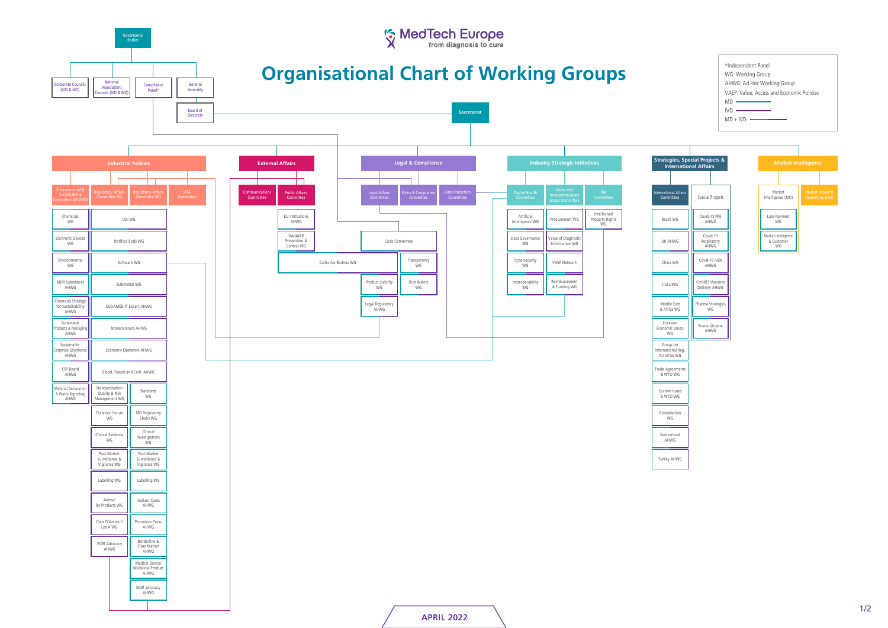# Organisational Chart of Working Groups

MedTech Europe — from diagnosis to cure

*Independent Panel
WG: Working Group
AHWG: Ad Hoc Working Group
VAEP: Value, Access and Economic Policies
MD
IVD
MD + IVD

## Governance Bodies

- Corporate Councils (IVD & MD)
- National Associations Councils (IVD & MD)
- Compliance Panel*
- General Assembly
  - Board of Directors
    - Secretariat

## Industrial Policies

- Environmental & Sustainability Committee (IVD/MD)
  - Chemicals WG
  - Electronic Devices WG
  - Environmental WG
  - MDR Substances AHWG
  - Chemicals Strategy for Sustainability AHWG
  - Sustainable Products & Packaging AHWG
  - Sustainable Corporate Governance AHWG
  - CSR Board AHWG
  - Material Declaration & Waste Reporting AHWG
- Regulatory Affairs Committee IVD
- Regulatory Affairs Committee MD
- HTA Committee
- UDI WG
- Notified Body WG
- Software WG
- EUDAMED WG
- EUDAMED IT Expert AHWG
- Nomenclature AHWG
- Economic Operators AHWG
- Blood, Tissues and Cells AHWG
- Standardisation Quality & Risk Management WG
- Standards WG
- Technical Forum WG
- MD Regulatory Chairs WG
- Clinical Evidence WG
- Clinical Investigations WG
- Post-Market Surveillance & Vigilance WG
- Post-Market Surveillance & Vigilance WG
- Labelling WG
- Labelling WG
- Animal By-Products WG
- Implant Cards AHWG
- Class D/Annex II List A WG
- Procedure Packs AHWG
- IVDR Advocacy AHWG
- Borderline & Classification AHWG
- Medical Device/ Medicinal Product AHWG
- MDR advocacy AHWG

## External Affairs

- Communications Committee
- Public Affairs Committee
  - EU Institutions AHWG
  - HAI/AMR Prevention & Control WG
- Collective Redress WG

## Legal & Compliance

- Legal Affairs Committee
  - Product Liability WG
  - Legal Regulatory AHWG
- Ethics & Compliance Committee
  - Code Committee
  - Transparency WG
  - Distributors WG
- Data Protection Committee

## Industry Strategic Initiatives

- Digital Health Committee
  - Artificial Intelligence WG
  - Data Governance WG
  - Cybersecurity WG
  - Interoperability WG
- Value and Innovation based Access Committee
  - Procurement WG
  - Value of Diagnostic Information WG
  - VAEP Network
  - Reimbursement & Funding WG
- R&I Committee
  - Intellectual Property Rights WG

## Strategies, Special Projects & International Affairs

- International Affairs Committee
  - Brazil WG
  - UK AHWG
  - China WG
  - India WG
  - Middle East & Africa WG
  - Eurasian Economic Union WG
  - Group for International Reg. Activities WG
  - Trade Agreements & WTO WG
  - Custom Issues & WCO WG
  - Globalisation WG
  - Switzerland AHWG
  - Turkey AHWG
- Special Projects
  - Covid-19 PPE AHWG
  - Covid-19 Respiratory AHWG
  - Covid-19 IVDs AHWG
  - Covid19 Vaccines Delivery AHWG
  - Pharma Strategies WG
  - Russia-Ukraine AHWG

## Market Intelligence

- Market Intelligence (MD)
  - Late Payment WG
  - Market Intelligence & Customer WG
- Market Research Committee (IVD)

APRIL 2022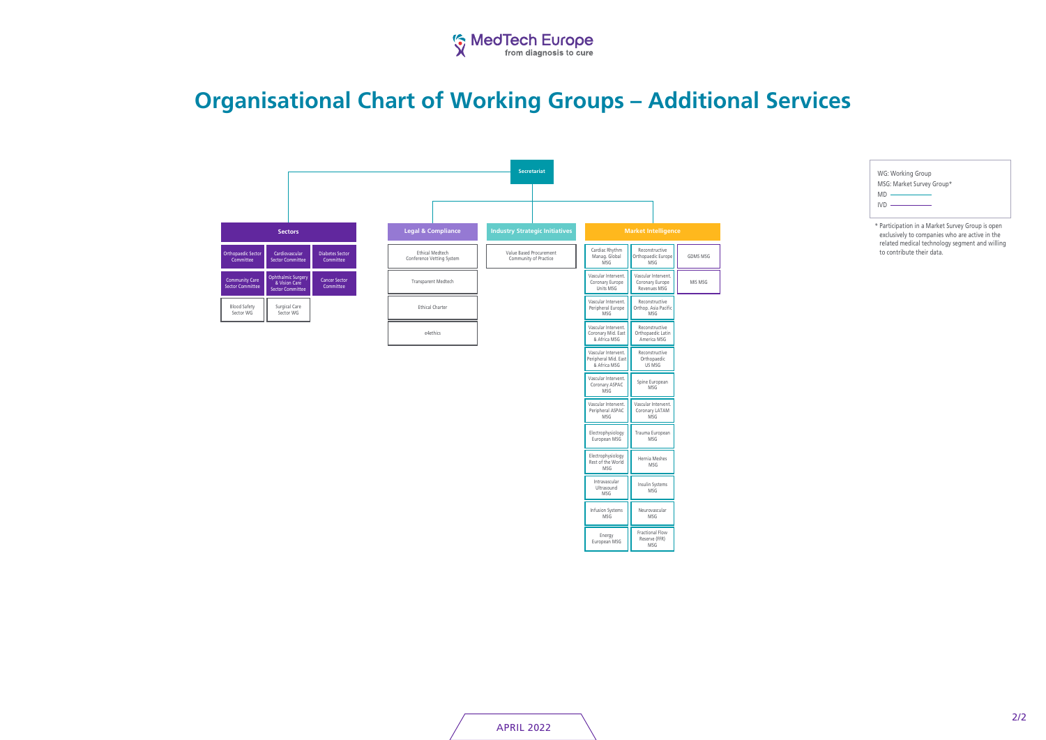MedTech Europe
from diagnosis to cure

# Organisational Chart of Working Groups – Additional Services

**Secretariat**

## Sectors

- Orthopaedic Sector Committee
- Cardiovascular Sector Committee
- Diabetes Sector Committee
- Community Care Sector Committee
- Ophthalmic Surgery & Vision Care Sector Committee
- Cancer Sector Committee
- Blood Safety Sector WG
- Surgical Care Sector WG

## Legal & Compliance

- Ethical Medtech Conference Vetting System
- Transparent Medtech
- Ethical Charter
- e4ethics

## Industry Strategic Initiatives

- Value Based Procurement Community of Practice

## Market Intelligence

- Cardiac Rhythm Manag. Global MSG
- Reconstructive Orthopaedic Europe MSG
- GDMS MSG
- Vascular Intervent. Coronary Europe Units MSG
- Vascular Intervent. Coronary Europe Revenues MSG
- MIS MSG
- Vascular Intervent. Peripheral Europe MSG
- Reconstructive Orthop. Asia Pacific MSG
- Vascular Intervent. Coronary Mid. East & Africa MSG
- Reconstructive Orthopaedic Latin America MSG
- Vascular Intervent. Peripheral Mid. East & Africa MSG
- Reconstructive Orthopaedic US MSG
- Vascular Intervent. Coronary ASPAC MSG
- Spine European MSG
- Vascular Intervent. Peripheral ASPAC MSG
- Vascular Intervent. Coronary LATAM MSG
- Electrophysiology European MSG
- Trauma European MSG
- Electrophysiology Rest of the World MSG
- Hernia Meshes MSG
- Intravascular Ultrasound MSG
- Insulin Systems MSG
- Infusion Systems MSG
- Neurovascular MSG
- Energy European MSG
- Fractional Flow Reserve (FFR) MSG

WG: Working Group
MSG: Market Survey Group*
MD ———
IVD ———

\* Participation in a Market Survey Group is open exclusively to companies who are active in the related medical technology segment and willing to contribute their data.

APRIL 2022